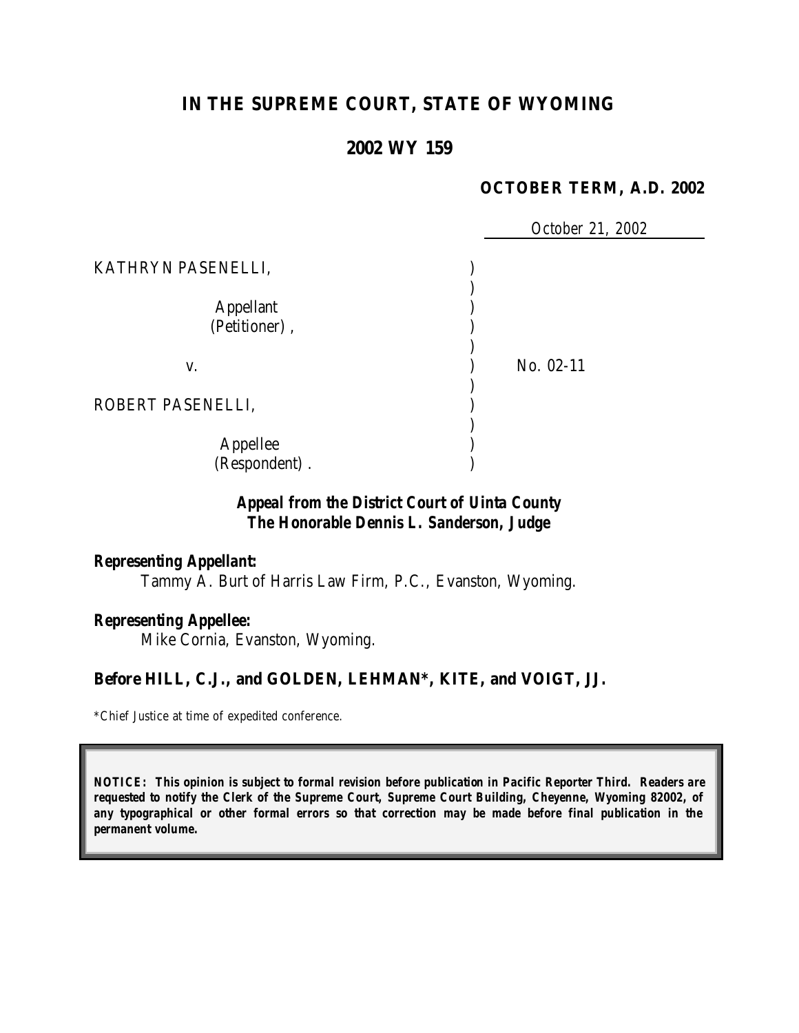# IN THE SUPREME COURT, STATE OF WYOMING

## 2002 WY 159

**OCTOBER TERM, A.D. 2002**

October 21, 2002

| | | |
|---|---|---|
| KATHRYN PASENELLI, | ) | |
| | ) | |
| Appellant (Petitioner), | ) | |
| | ) | |
| v. | ) | No. 02-11 |
| | ) | |
| ROBERT PASENELLI, | ) | |
| | ) | |
| Appellee (Respondent). | ) | |

***Appeal from the District Court of Uinta County***
***The Honorable Dennis L. Sanderson, Judge***

***Representing Appellant:***

Tammy A. Burt of Harris Law Firm, P.C., Evanston, Wyoming.

***Representing Appellee:***

Mike Cornia, Evanston, Wyoming.

**Before HILL, C.J., and GOLDEN, LEHMAN\*, KITE, and VOIGT, JJ.**

\*Chief Justice at time of expedited conference.

***NOTICE: This opinion is subject to formal revision before publication in Pacific Reporter Third. Readers are requested to notify the Clerk of the Supreme Court, Supreme Court Building, Cheyenne, Wyoming 82002, of any typographical or other formal errors so that correction may be made before final publication in the permanent volume.***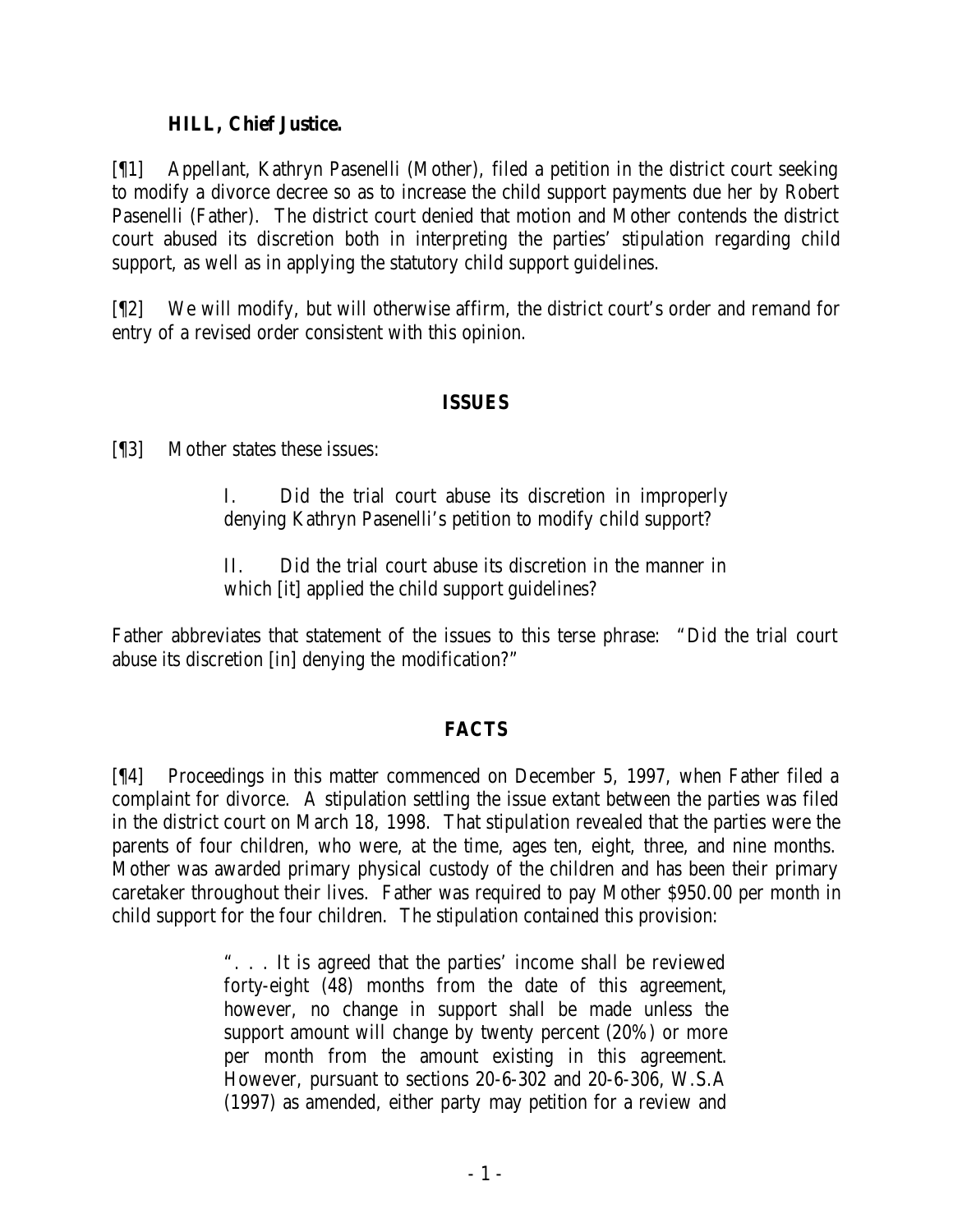**HILL, Chief Justice.**

[¶1] Appellant, Kathryn Pasenelli (Mother), filed a petition in the district court seeking to modify a divorce decree so as to increase the child support payments due her by Robert Pasenelli (Father). The district court denied that motion and Mother contends the district court abused its discretion both in interpreting the parties' stipulation regarding child support, as well as in applying the statutory child support guidelines.

[¶2] We will modify, but will otherwise affirm, the district court's order and remand for entry of a revised order consistent with this opinion.

## ISSUES

[¶3] Mother states these issues:

> I. Did the trial court abuse its discretion in improperly denying Kathryn Pasenelli's petition to modify child support?
>
> II. Did the trial court abuse its discretion in the manner in which [it] applied the child support guidelines?

Father abbreviates that statement of the issues to this terse phrase: "Did the trial court abuse its discretion [in] denying the modification?"

## FACTS

[¶4] Proceedings in this matter commenced on December 5, 1997, when Father filed a complaint for divorce. A stipulation settling the issue extant between the parties was filed in the district court on March 18, 1998. That stipulation revealed that the parties were the parents of four children, who were, at the time, ages ten, eight, three, and nine months. Mother was awarded primary physical custody of the children and has been their primary caretaker throughout their lives. Father was required to pay Mother $950.00 per month in child support for the four children. The stipulation contained this provision:

> ". . . It is agreed that the parties' income shall be reviewed forty-eight (48) months from the date of this agreement, however, no change in support shall be made unless the support amount will change by twenty percent (20%) or more per month from the amount existing in this agreement. However, pursuant to sections 20-6-302 and 20-6-306, W.S.A (1997) as amended, either party may petition for a review and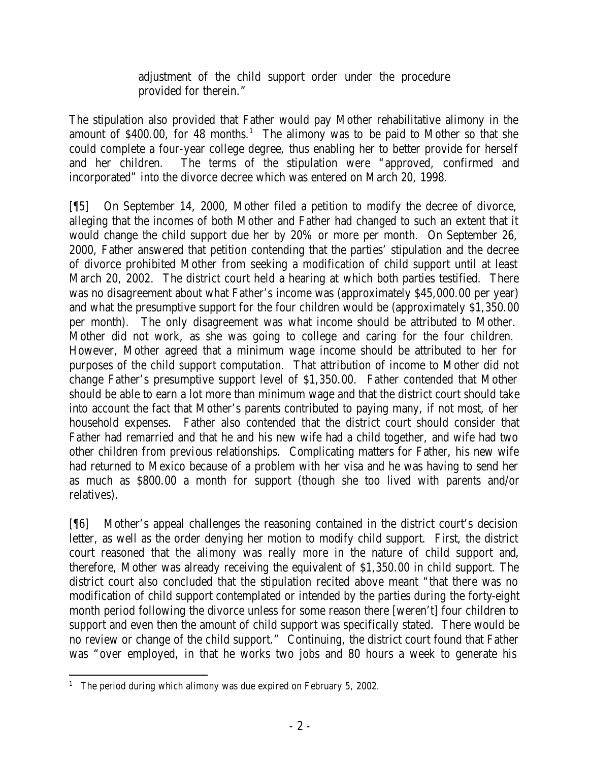> adjustment of the child support order under the procedure provided for therein."

The stipulation also provided that Father would pay Mother rehabilitative alimony in the amount of $400.00, for 48 months.[1] The alimony was to be paid to Mother so that she could complete a four-year college degree, thus enabling her to better provide for herself and her children. The terms of the stipulation were "approved, confirmed and incorporated" into the divorce decree which was entered on March 20, 1998.

[¶5] On September 14, 2000, Mother filed a petition to modify the decree of divorce, alleging that the incomes of both Mother and Father had changed to such an extent that it would change the child support due her by 20% or more per month. On September 26, 2000, Father answered that petition contending that the parties' stipulation and the decree of divorce prohibited Mother from seeking a modification of child support until at least March 20, 2002. The district court held a hearing at which both parties testified. There was no disagreement about what Father's income was (approximately $45,000.00 per year) and what the presumptive support for the four children would be (approximately $1,350.00 per month). The only disagreement was what income should be attributed to Mother. Mother did not work, as she was going to college and caring for the four children. However, Mother agreed that a minimum wage income should be attributed to her for purposes of the child support computation. That attribution of income to Mother did not change Father's presumptive support level of $1,350.00. Father contended that Mother should be able to earn a lot more than minimum wage and that the district court should take into account the fact that Mother's parents contributed to paying many, if not most, of her household expenses. Father also contended that the district court should consider that Father had remarried and that he and his new wife had a child together, and wife had two other children from previous relationships. Complicating matters for Father, his new wife had returned to Mexico because of a problem with her visa and he was having to send her as much as $800.00 a month for support (though she too lived with parents and/or relatives).

[¶6] Mother's appeal challenges the reasoning contained in the district court's decision letter, as well as the order denying her motion to modify child support. First, the district court reasoned that the alimony was really more in the nature of child support and, therefore, Mother was already receiving the equivalent of $1,350.00 in child support. The district court also concluded that the stipulation recited above meant "that there was no modification of child support contemplated or intended by the parties during the forty-eight month period following the divorce unless for some reason there [weren't] four children to support and even then the amount of child support was specifically stated. There would be no review or change of the child support." Continuing, the district court found that Father was "over employed, in that he works two jobs and 80 hours a week to generate his

---

[1] The period during which alimony was due expired on February 5, 2002.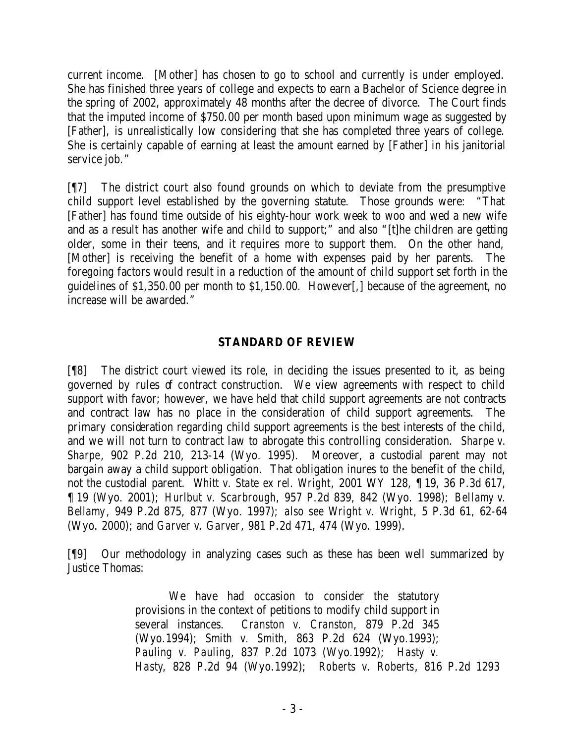current income. [Mother] has chosen to go to school and currently is under employed. She has finished three years of college and expects to earn a Bachelor of Science degree in the spring of 2002, approximately 48 months after the decree of divorce. The Court finds that the imputed income of $750.00 per month based upon minimum wage as suggested by [Father], is unrealistically low considering that she has completed three years of college. She is certainly capable of earning at least the amount earned by [Father] in his janitorial service job."

[¶7] The district court also found grounds on which to deviate from the presumptive child support level established by the governing statute. Those grounds were: "That [Father] has found time outside of his eighty-hour work week to woo and wed a new wife and as a result has another wife and child to support;" and also "[t]he children are getting older, some in their teens, and it requires more to support them. On the other hand, [Mother] is receiving the benefit of a home with expenses paid by her parents. The foregoing factors would result in a reduction of the amount of child support set forth in the guidelines of $1,350.00 per month to $1,150.00. However[,] because of the agreement, no increase will be awarded."

## STANDARD OF REVIEW

[¶8] The district court viewed its role, in deciding the issues presented to it, as being governed by rules of contract construction. We view agreements with respect to child support with favor; however, we have held that child support agreements are not contracts and contract law has no place in the consideration of child support agreements. The primary consideration regarding child support agreements is the best interests of the child, and we will not turn to contract law to abrogate this controlling consideration. *Sharpe v. Sharpe*, 902 P.2d 210, 213-14 (Wyo. 1995). Moreover, a custodial parent may not bargain away a child support obligation. That obligation inures to the benefit of the child, not the custodial parent. *Whitt v. State ex rel. Wright*, 2001 WY 128, ¶ 19, 36 P.3d 617, ¶ 19 (Wyo. 2001); *Hurlbut v. Scarbrough*, 957 P.2d 839, 842 (Wyo. 1998); *Bellamy v. Bellamy*, 949 P.2d 875, 877 (Wyo. 1997); *also see Wright v. Wright*, 5 P.3d 61, 62-64 (Wyo. 2000); and *Garver v. Garver*, 981 P.2d 471, 474 (Wyo. 1999).

[¶9] Our methodology in analyzing cases such as these has been well summarized by Justice Thomas:

> We have had occasion to consider the statutory provisions in the context of petitions to modify child support in several instances. *Cranston v. Cranston*, 879 P.2d 345 (Wyo.1994); *Smith v. Smith*, 863 P.2d 624 (Wyo.1993); *Pauling v. Pauling*, 837 P.2d 1073 (Wyo.1992); *Hasty v. Hasty*, 828 P.2d 94 (Wyo.1992); *Roberts v. Roberts*, 816 P.2d 1293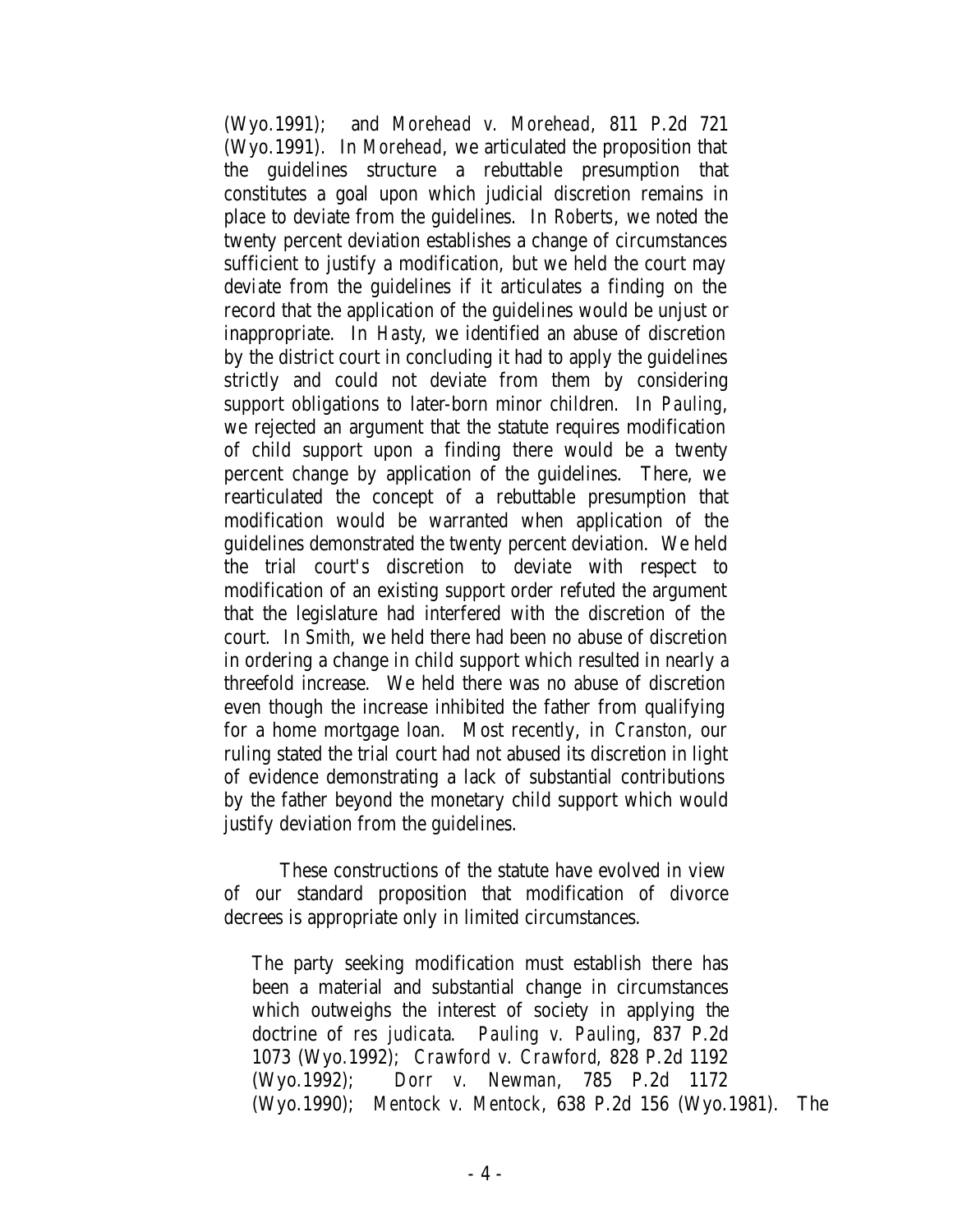(Wyo.1991); and *Morehead v. Morehead*, 811 P.2d 721 (Wyo.1991). In *Morehead*, we articulated the proposition that the guidelines structure a rebuttable presumption that constitutes a goal upon which judicial discretion remains in place to deviate from the guidelines. In *Roberts*, we noted the twenty percent deviation establishes a change of circumstances sufficient to justify a modification, but we held the court may deviate from the guidelines if it articulates a finding on the record that the application of the guidelines would be unjust or inappropriate. In *Hasty*, we identified an abuse of discretion by the district court in concluding it had to apply the guidelines strictly and could not deviate from them by considering support obligations to later-born minor children. In *Pauling*, we rejected an argument that the statute requires modification of child support upon a finding there would be a twenty percent change by application of the guidelines. There, we rearticulated the concept of a rebuttable presumption that modification would be warranted when application of the guidelines demonstrated the twenty percent deviation. We held the trial court's discretion to deviate with respect to modification of an existing support order refuted the argument that the legislature had interfered with the discretion of the court. In *Smith*, we held there had been no abuse of discretion in ordering a change in child support which resulted in nearly a threefold increase. We held there was no abuse of discretion even though the increase inhibited the father from qualifying for a home mortgage loan. Most recently, in *Cranston*, our ruling stated the trial court had not abused its discretion in light of evidence demonstrating a lack of substantial contributions by the father beyond the monetary child support which would justify deviation from the guidelines.

These constructions of the statute have evolved in view of our standard proposition that modification of divorce decrees is appropriate only in limited circumstances.

> The party seeking modification must establish there has been a material and substantial change in circumstances which outweighs the interest of society in applying the doctrine of *res judicata*. *Pauling v. Pauling*, 837 P.2d 1073 (Wyo.1992); *Crawford v. Crawford*, 828 P.2d 1192 (Wyo.1992); *Dorr v. Newman*, 785 P.2d 1172 (Wyo.1990); *Mentock v. Mentock*, 638 P.2d 156 (Wyo.1981). The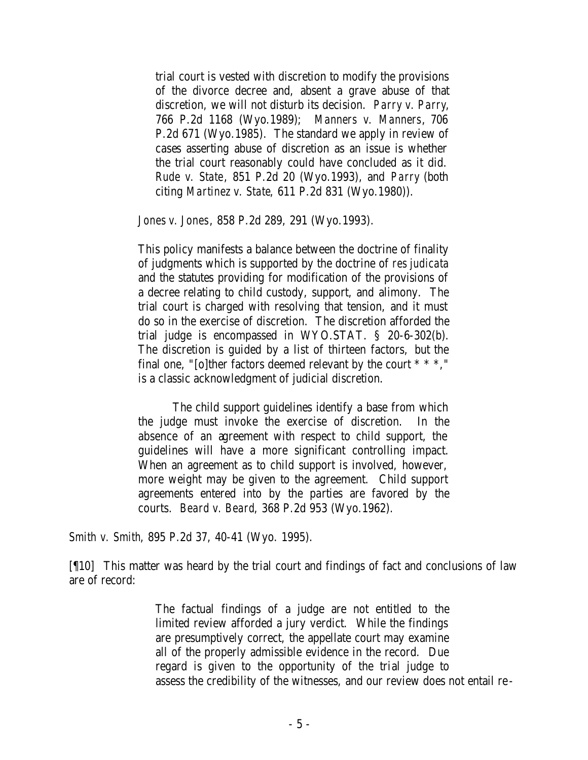> trial court is vested with discretion to modify the provisions of the divorce decree and, absent a grave abuse of that discretion, we will not disturb its decision. *Parry v. Parry*, 766 P.2d 1168 (Wyo.1989); *Manners v. Manners*, 706 P.2d 671 (Wyo.1985). The standard we apply in review of cases asserting abuse of discretion as an issue is whether the trial court reasonably could have concluded as it did. *Rude v. State*, 851 P.2d 20 (Wyo.1993), and *Parry* (both citing *Martinez v. State*, 611 P.2d 831 (Wyo.1980)).
>
> *Jones v. Jones*, 858 P.2d 289, 291 (Wyo.1993).
>
> This policy manifests a balance between the doctrine of finality of judgments which is supported by the doctrine of *res judicata* and the statutes providing for modification of the provisions of a decree relating to child custody, support, and alimony. The trial court is charged with resolving that tension, and it must do so in the exercise of discretion. The discretion afforded the trial judge is encompassed in WYO.STAT. § 20-6-302(b). The discretion is guided by a list of thirteen factors, but the final one, "[o]ther factors deemed relevant by the court * * *," is a classic acknowledgment of judicial discretion.
>
> The child support guidelines identify a base from which the judge must invoke the exercise of discretion. In the absence of an agreement with respect to child support, the guidelines will have a more significant controlling impact. When an agreement as to child support is involved, however, more weight may be given to the agreement. Child support agreements entered into by the parties are favored by the courts. *Beard v. Beard*, 368 P.2d 953 (Wyo.1962).

*Smith v. Smith*, 895 P.2d 37, 40-41 (Wyo. 1995).

[¶10] This matter was heard by the trial court and findings of fact and conclusions of law are of record:

> The factual findings of a judge are not entitled to the limited review afforded a jury verdict. While the findings are presumptively correct, the appellate court may examine all of the properly admissible evidence in the record. Due regard is given to the opportunity of the trial judge to assess the credibility of the witnesses, and our review does not entail re-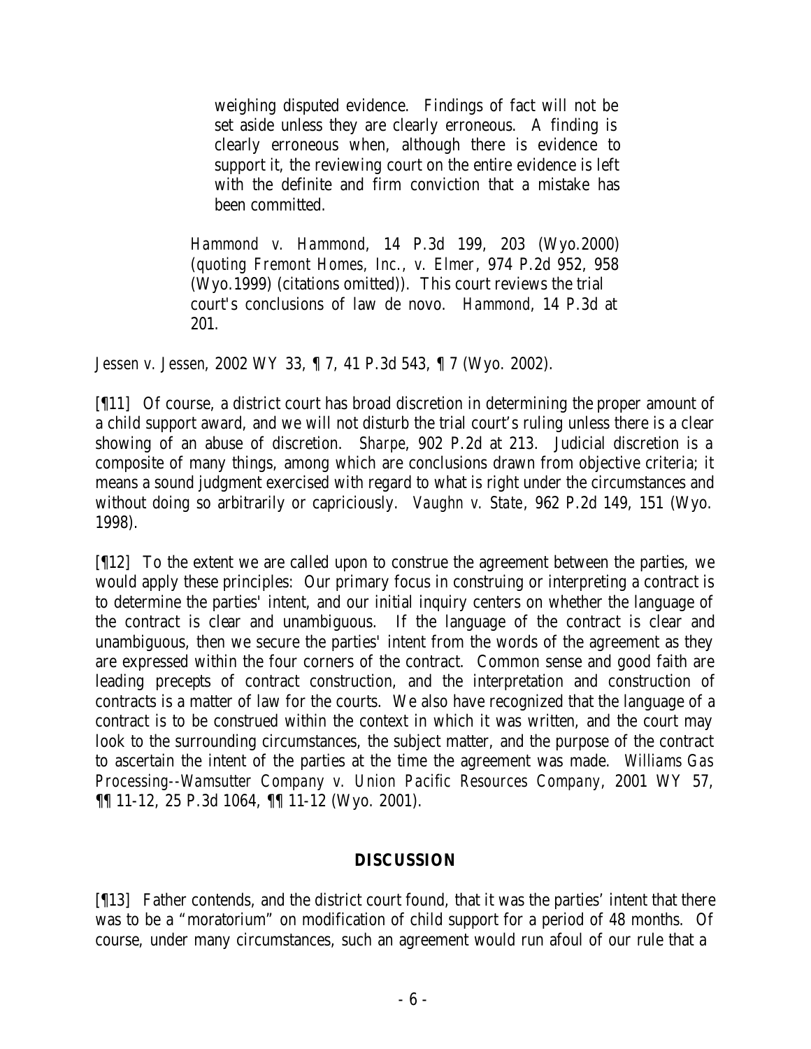> weighing disputed evidence. Findings of fact will not be set aside unless they are clearly erroneous. A finding is clearly erroneous when, although there is evidence to support it, the reviewing court on the entire evidence is left with the definite and firm conviction that a mistake has been committed.
>
> *Hammond v. Hammond*, 14 P.3d 199, 203 (Wyo.2000) (*quoting Fremont Homes, Inc., v. Elmer*, 974 P.2d 952, 958 (Wyo.1999) (citations omitted)). This court reviews the trial court's conclusions of law de novo. *Hammond*, 14 P.3d at 201.

*Jessen v. Jessen*, 2002 WY 33, ¶ 7, 41 P.3d 543, ¶ 7 (Wyo. 2002).

[¶11] Of course, a district court has broad discretion in determining the proper amount of a child support award, and we will not disturb the trial court's ruling unless there is a clear showing of an abuse of discretion. *Sharpe*, 902 P.2d at 213. Judicial discretion is a composite of many things, among which are conclusions drawn from objective criteria; it means a sound judgment exercised with regard to what is right under the circumstances and without doing so arbitrarily or capriciously. *Vaughn v. State*, 962 P.2d 149, 151 (Wyo. 1998).

[¶12] To the extent we are called upon to construe the agreement between the parties, we would apply these principles: Our primary focus in construing or interpreting a contract is to determine the parties' intent, and our initial inquiry centers on whether the language of the contract is clear and unambiguous. If the language of the contract is clear and unambiguous, then we secure the parties' intent from the words of the agreement as they are expressed within the four corners of the contract. Common sense and good faith are leading precepts of contract construction, and the interpretation and construction of contracts is a matter of law for the courts. We also have recognized that the language of a contract is to be construed within the context in which it was written, and the court may look to the surrounding circumstances, the subject matter, and the purpose of the contract to ascertain the intent of the parties at the time the agreement was made. *Williams Gas Processing--Wamsutter Company v. Union Pacific Resources Company*, 2001 WY 57, ¶¶ 11-12, 25 P.3d 1064, ¶¶ 11-12 (Wyo. 2001).

## DISCUSSION

[¶13] Father contends, and the district court found, that it was the parties' intent that there was to be a "moratorium" on modification of child support for a period of 48 months. Of course, under many circumstances, such an agreement would run afoul of our rule that a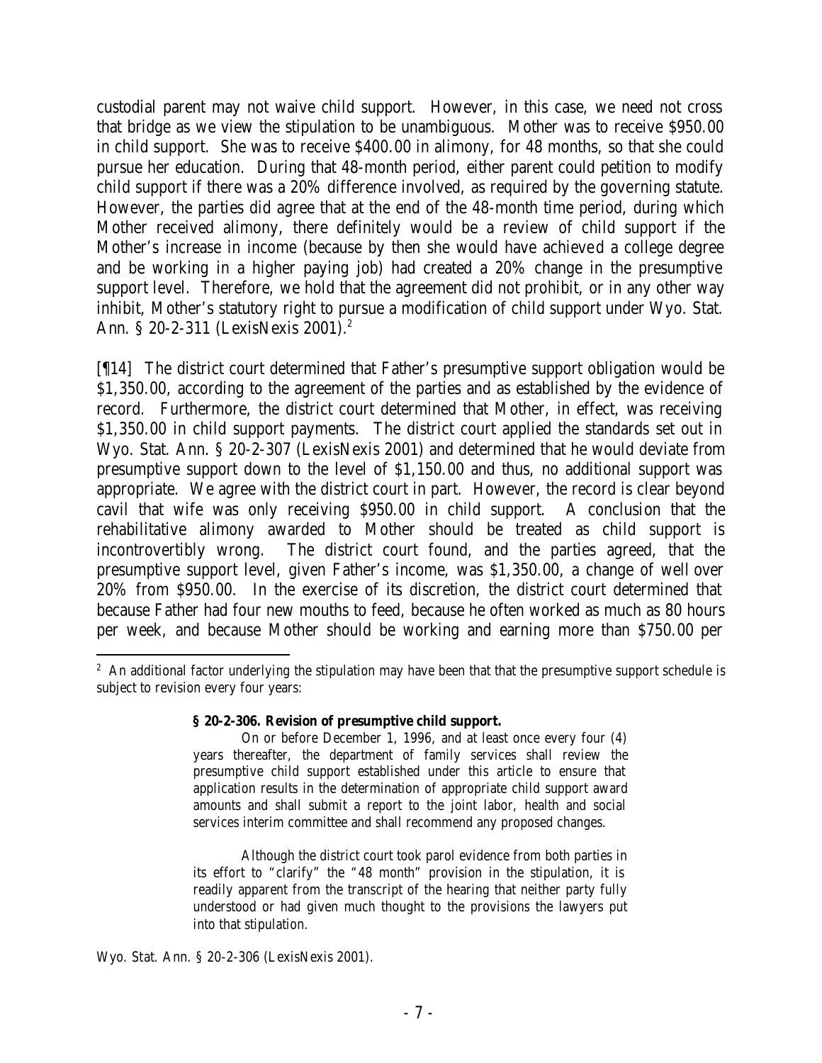custodial parent may not waive child support. However, in this case, we need not cross that bridge as we view the stipulation to be unambiguous. Mother was to receive $950.00 in child support. She was to receive $400.00 in alimony, for 48 months, so that she could pursue her education. During that 48-month period, either parent could petition to modify child support if there was a 20% difference involved, as required by the governing statute. However, the parties did agree that at the end of the 48-month time period, during which Mother received alimony, there definitely would be a review of child support if the Mother's increase in income (because by then she would have achieved a college degree and be working in a higher paying job) had created a 20% change in the presumptive support level. Therefore, we hold that the agreement did not prohibit, or in any other way inhibit, Mother's statutory right to pursue a modification of child support under Wyo. Stat. Ann. § 20-2-311 (LexisNexis 2001).[2]

[¶14] The district court determined that Father's presumptive support obligation would be $1,350.00, according to the agreement of the parties and as established by the evidence of record. Furthermore, the district court determined that Mother, in effect, was receiving $1,350.00 in child support payments. The district court applied the standards set out in Wyo. Stat. Ann. § 20-2-307 (LexisNexis 2001) and determined that he would deviate from presumptive support down to the level of $1,150.00 and thus, no additional support was appropriate. We agree with the district court in part. However, the record is clear beyond cavil that wife was only receiving $950.00 in child support. A conclusion that the rehabilitative alimony awarded to Mother should be treated as child support is incontrovertibly wrong. The district court found, and the parties agreed, that the presumptive support level, given Father's income, was $1,350.00, a change of well over 20% from $950.00. In the exercise of its discretion, the district court determined that because Father had four new mouths to feed, because he often worked as much as 80 hours per week, and because Mother should be working and earning more than $750.00 per

---

[2] An additional factor underlying the stipulation may have been that that the presumptive support schedule is subject to revision every four years:

> **§ 20-2-306. Revision of presumptive child support.**
>
> On or before December 1, 1996, and at least once every four (4) years thereafter, the department of family services shall review the presumptive child support established under this article to ensure that application results in the determination of appropriate child support award amounts and shall submit a report to the joint labor, health and social services interim committee and shall recommend any proposed changes.
>
> Although the district court took parol evidence from both parties in its effort to "clarify" the "48 month" provision in the stipulation, it is readily apparent from the transcript of the hearing that neither party fully understood or had given much thought to the provisions the lawyers put into that stipulation.

Wyo. Stat. Ann. § 20-2-306 (LexisNexis 2001).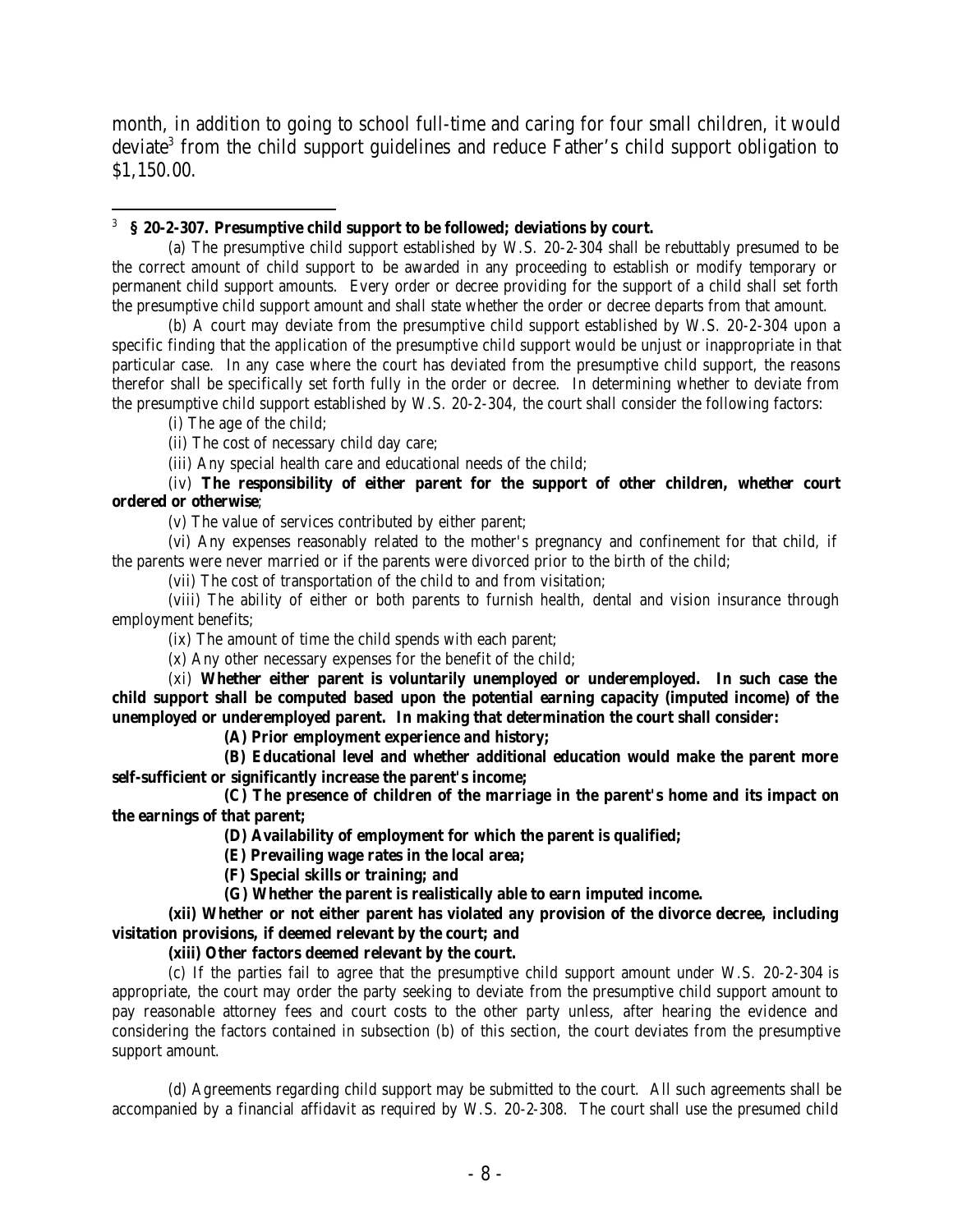month, in addition to going to school full-time and caring for four small children, it would deviate[3] from the child support guidelines and reduce Father's child support obligation to $1,150.00.

---

[3] **§ 20-2-307. Presumptive child support to be followed; deviations by court.**

(a) The presumptive child support established by W.S. 20-2-304 shall be rebuttably presumed to be the correct amount of child support to be awarded in any proceeding to establish or modify temporary or permanent child support amounts. Every order or decree providing for the support of a child shall set forth the presumptive child support amount and shall state whether the order or decree departs from that amount.

(b) A court may deviate from the presumptive child support established by W.S. 20-2-304 upon a specific finding that the application of the presumptive child support would be unjust or inappropriate in that particular case. In any case where the court has deviated from the presumptive child support, the reasons therefor shall be specifically set forth fully in the order or decree. In determining whether to deviate from the presumptive child support established by W.S. 20-2-304, the court shall consider the following factors:

(i) The age of the child;

(ii) The cost of necessary child day care;

(iii) Any special health care and educational needs of the child;

(iv) **The responsibility of either parent for the support of other children, whether court ordered or otherwise**;

(v) The value of services contributed by either parent;

(vi) Any expenses reasonably related to the mother's pregnancy and confinement for that child, if the parents were never married or if the parents were divorced prior to the birth of the child;

(vii) The cost of transportation of the child to and from visitation;

(viii) The ability of either or both parents to furnish health, dental and vision insurance through employment benefits;

(ix) The amount of time the child spends with each parent;

(x) Any other necessary expenses for the benefit of the child;

(xi) **Whether either parent is voluntarily unemployed or underemployed. In such case the child support shall be computed based upon the potential earning capacity (imputed income) of the unemployed or underemployed parent. In making that determination the court shall consider:**

**(A) Prior employment experience and history;**

**(B) Educational level and whether additional education would make the parent more self-sufficient or significantly increase the parent's income;**

**(C) The presence of children of the marriage in the parent's home and its impact on the earnings of that parent;**

**(D) Availability of employment for which the parent is qualified;**

**(E) Prevailing wage rates in the local area;**

**(F) Special skills or training; and**

**(G) Whether the parent is realistically able to earn imputed income.**

**(xii) Whether or not either parent has violated any provision of the divorce decree, including visitation provisions, if deemed relevant by the court; and**

**(xiii) Other factors deemed relevant by the court.**

(c) If the parties fail to agree that the presumptive child support amount under W.S. 20-2-304 is appropriate, the court may order the party seeking to deviate from the presumptive child support amount to pay reasonable attorney fees and court costs to the other party unless, after hearing the evidence and considering the factors contained in subsection (b) of this section, the court deviates from the presumptive support amount.

(d) Agreements regarding child support may be submitted to the court. All such agreements shall be accompanied by a financial affidavit as required by W.S. 20-2-308. The court shall use the presumed child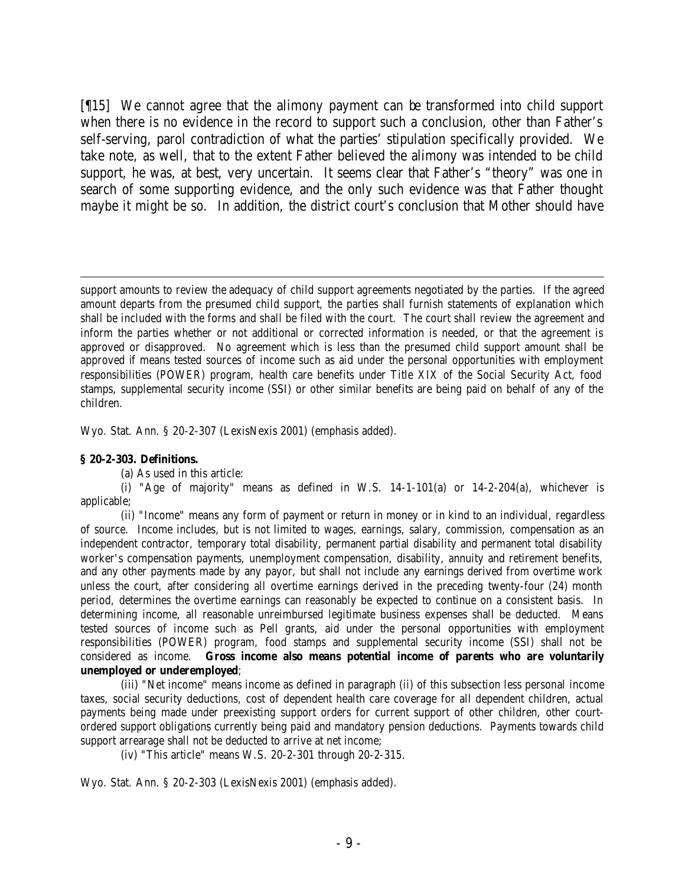[¶15] We cannot agree that the alimony payment can be transformed into child support when there is no evidence in the record to support such a conclusion, other than Father's self-serving, parol contradiction of what the parties' stipulation specifically provided. We take note, as well, that to the extent Father believed the alimony was intended to be child support, he was, at best, very uncertain. It seems clear that Father's "theory" was one in search of some supporting evidence, and the only such evidence was that Father thought maybe it might be so. In addition, the district court's conclusion that Mother should have

---

support amounts to review the adequacy of child support agreements negotiated by the parties. If the agreed amount departs from the presumed child support, the parties shall furnish statements of explanation which shall be included with the forms and shall be filed with the court. The court shall review the agreement and inform the parties whether or not additional or corrected information is needed, or that the agreement is approved or disapproved. No agreement which is less than the presumed child support amount shall be approved if means tested sources of income such as aid under the personal opportunities with employment responsibilities (POWER) program, health care benefits under Title XIX of the Social Security Act, food stamps, supplemental security income (SSI) or other similar benefits are being paid on behalf of any of the children.

Wyo. Stat. Ann. § 20-2-307 (LexisNexis 2001) (emphasis added).

**§ 20-2-303. Definitions.**

(a) As used in this article:

(i) "Age of majority" means as defined in W.S. 14-1-101(a) or 14-2-204(a), whichever is applicable;

(ii) "Income" means any form of payment or return in money or in kind to an individual, regardless of source. Income includes, but is not limited to wages, earnings, salary, commission, compensation as an independent contractor, temporary total disability, permanent partial disability and permanent total disability worker's compensation payments, unemployment compensation, disability, annuity and retirement benefits, and any other payments made by any payor, but shall not include any earnings derived from overtime work unless the court, after considering all overtime earnings derived in the preceding twenty-four (24) month period, determines the overtime earnings can reasonably be expected to continue on a consistent basis. In determining income, all reasonable unreimbursed legitimate business expenses shall be deducted. Means tested sources of income such as Pell grants, aid under the personal opportunities with employment responsibilities (POWER) program, food stamps and supplemental security income (SSI) shall not be considered as income. **Gross income also means potential income of parents who are voluntarily unemployed or underemployed**;

(iii) "Net income" means income as defined in paragraph (ii) of this subsection less personal income taxes, social security deductions, cost of dependent health care coverage for all dependent children, actual payments being made under preexisting support orders for current support of other children, other court-ordered support obligations currently being paid and mandatory pension deductions. Payments towards child support arrearage shall not be deducted to arrive at net income;

(iv) "This article" means W.S. 20-2-301 through 20-2-315.

Wyo. Stat. Ann. § 20-2-303 (LexisNexis 2001) (emphasis added).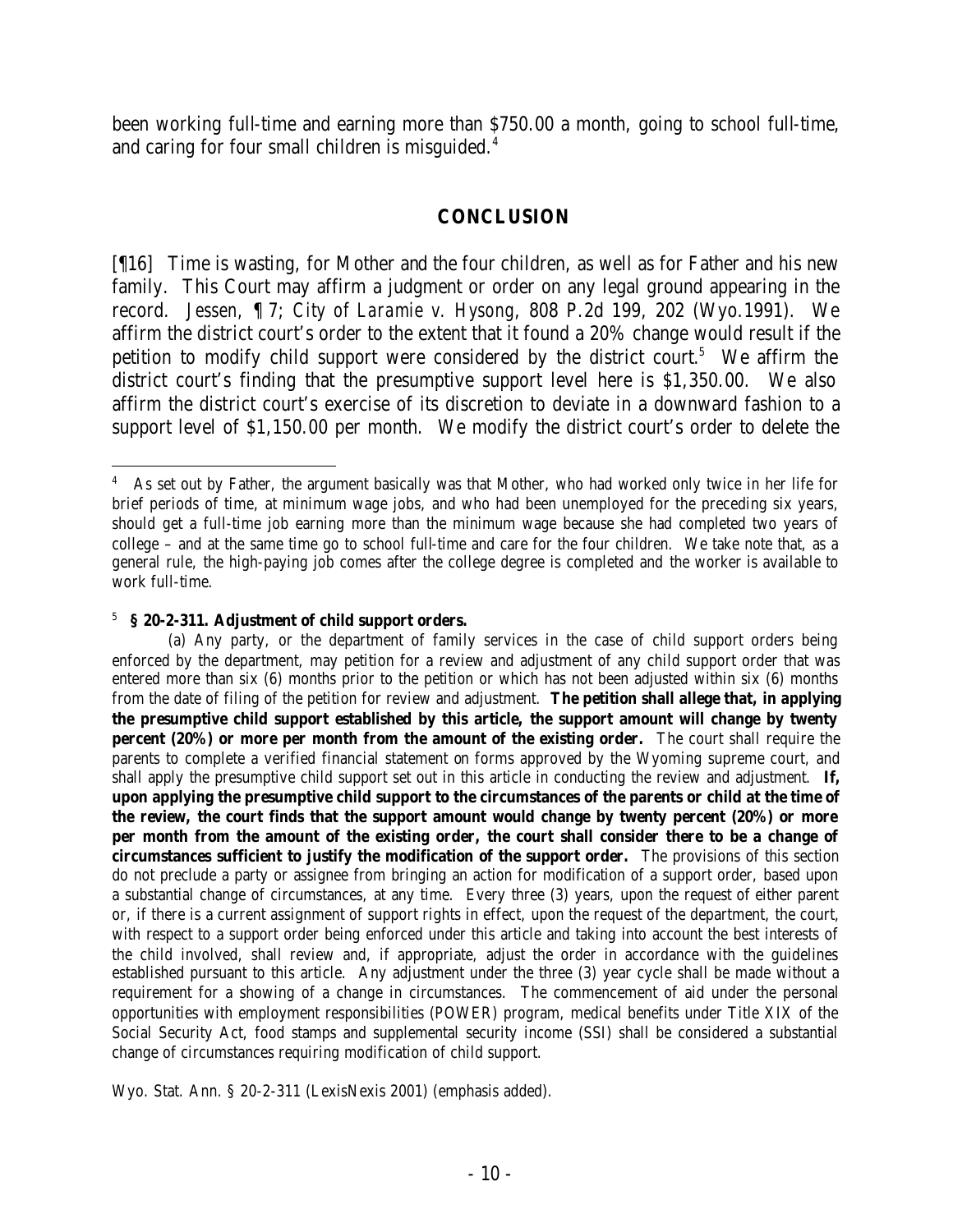been working full-time and earning more than $750.00 a month, going to school full-time, and caring for four small children is misguided.[4]

## CONCLUSION

[¶16] Time is wasting, for Mother and the four children, as well as for Father and his new family. This Court may affirm a judgment or order on any legal ground appearing in the record. *Jessen*, ¶ 7; *City of Laramie v. Hysong*, 808 P.2d 199, 202 (Wyo.1991). We affirm the district court's order to the extent that it found a 20% change would result if the petition to modify child support were considered by the district court.[5] We affirm the district court's finding that the presumptive support level here is $1,350.00. We also affirm the district court's exercise of its discretion to deviate in a downward fashion to a support level of $1,150.00 per month. We modify the district court's order to delete the

---

[4] As set out by Father, the argument basically was that Mother, who had worked only twice in her life for brief periods of time, at minimum wage jobs, and who had been unemployed for the preceding six years, should get a full-time job earning more than the minimum wage because she had completed two years of college – and at the same time go to school full-time and care for the four children. We take note that, as a general rule, the high-paying job comes after the college degree is completed and the worker is available to work full-time.

[5] **§ 20-2-311. Adjustment of child support orders.**

(a) Any party, or the department of family services in the case of child support orders being enforced by the department, may petition for a review and adjustment of any child support order that was entered more than six (6) months prior to the petition or which has not been adjusted within six (6) months from the date of filing of the petition for review and adjustment. **The petition shall allege that, in applying the presumptive child support established by this article, the support amount will change by twenty percent (20%) or more per month from the amount of the existing order.** The court shall require the parents to complete a verified financial statement on forms approved by the Wyoming supreme court, and shall apply the presumptive child support set out in this article in conducting the review and adjustment. **If, upon applying the presumptive child support to the circumstances of the parents or child at the time of the review, the court finds that the support amount would change by twenty percent (20%) or more per month from the amount of the existing order, the court shall consider there to be a change of circumstances sufficient to justify the modification of the support order.** The provisions of this section do not preclude a party or assignee from bringing an action for modification of a support order, based upon a substantial change of circumstances, at any time. Every three (3) years, upon the request of either parent or, if there is a current assignment of support rights in effect, upon the request of the department, the court, with respect to a support order being enforced under this article and taking into account the best interests of the child involved, shall review and, if appropriate, adjust the order in accordance with the guidelines established pursuant to this article. Any adjustment under the three (3) year cycle shall be made without a requirement for a showing of a change in circumstances. The commencement of aid under the personal opportunities with employment responsibilities (POWER) program, medical benefits under Title XIX of the Social Security Act, food stamps and supplemental security income (SSI) shall be considered a substantial change of circumstances requiring modification of child support.

Wyo. Stat. Ann. § 20-2-311 (LexisNexis 2001) (emphasis added).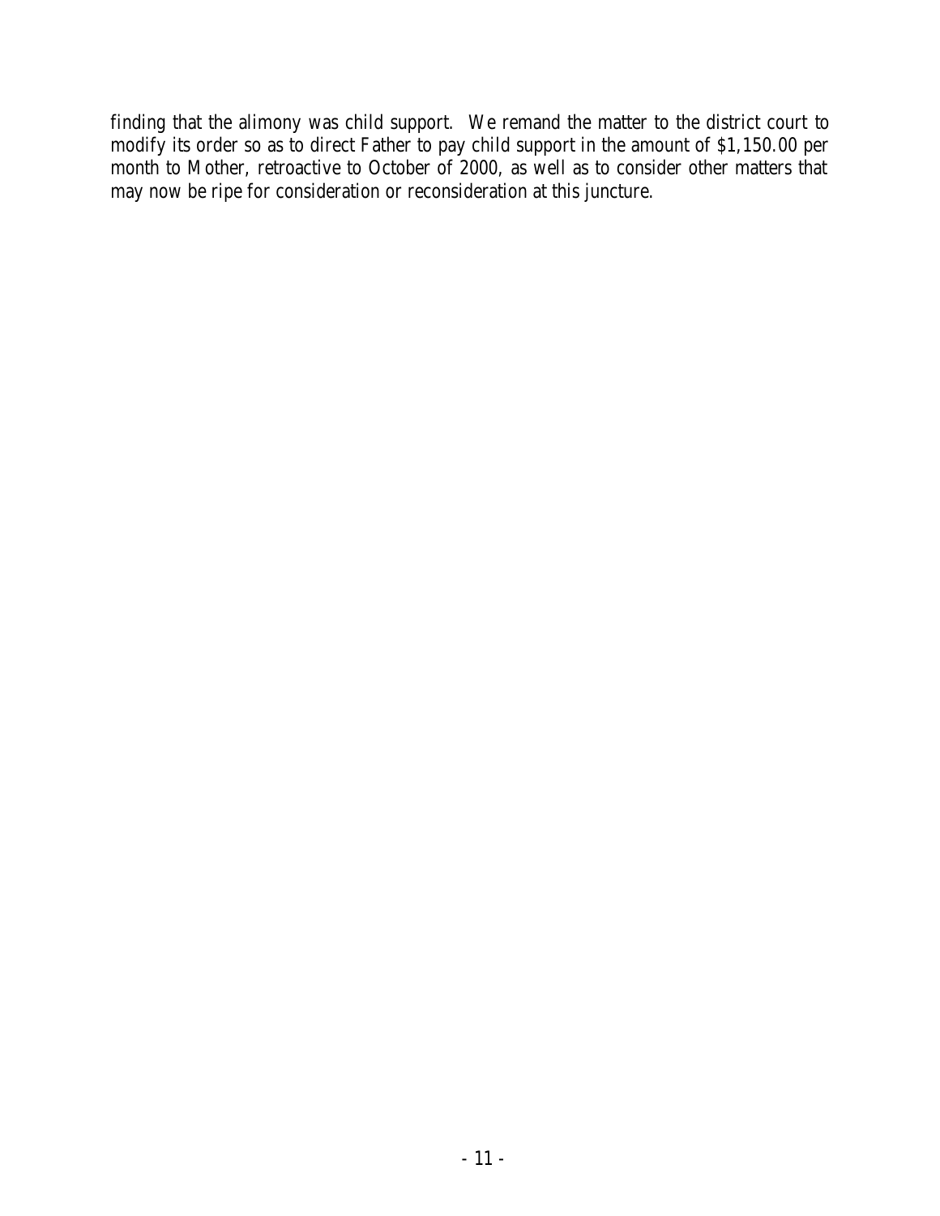finding that the alimony was child support. We remand the matter to the district court to modify its order so as to direct Father to pay child support in the amount of $1,150.00 per month to Mother, retroactive to October of 2000, as well as to consider other matters that may now be ripe for consideration or reconsideration at this juncture.